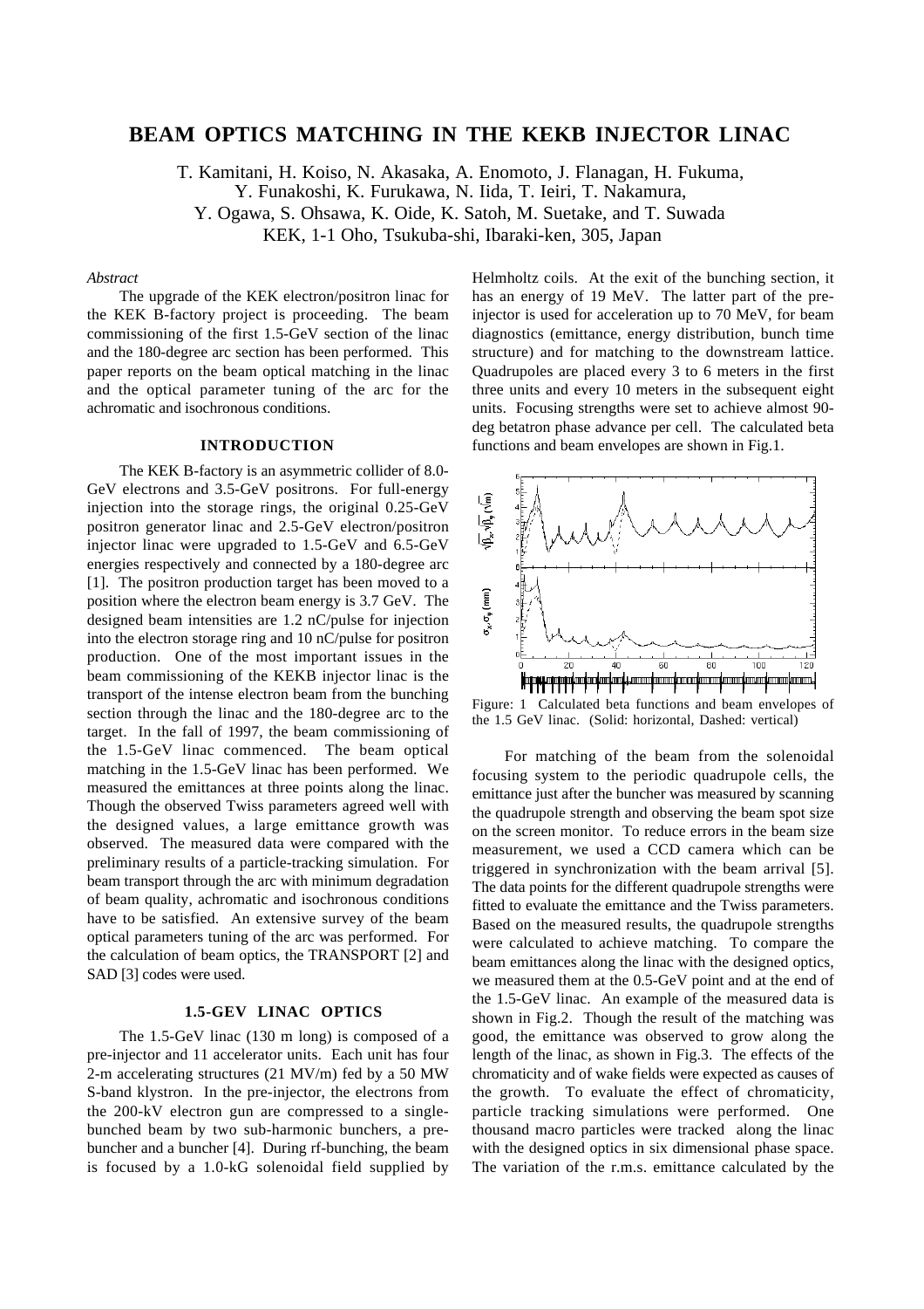# BEAM OPTICS MATCHING IN THE KEKB INJECTOR LINAC

T. Kamitani, H. Koiso, N. Akasaka, A. Enomoto, J. Flanagan, H. Fukuma, Y. Funakoshi, K. Furukawa, N. Iida, T. Ieiri, T. Nakamura, Y. Ogawa, S. Ohsawa, K. Oide, K. Satoh, M. Suetake, and T. Suwada

KEK, 1-1 Oho, Tsukuba-shi, Ibaraki-ken, 305, Japan

*Abstract*

The upgrade of the KEK electron/positron linac for the KEK B-factory project is proceeding. The beam commissioning of the first 1.5-GeV section of the linac and the 180-degree arc section has been performed. This paper reports on the beam optical matching in the linac and the optical parameter tuning of the arc for the achromatic and isochronous conditions.

## INTRODUCTION

The KEK B-factory is an asymmetric collider of 8.0-GeV electrons and 3.5-GeV positrons. For full-energy injection into the storage rings, the original 0.25-GeV positron generator linac and 2.5-GeV electron/positron injector linac were upgraded to 1.5-GeV and 6.5-GeV energies respectively and connected by a 180-degree arc [1]. The positron production target has been moved to a position where the electron beam energy is 3.7 GeV. The designed beam intensities are 1.2 nC/pulse for injection into the electron storage ring and 10 nC/pulse for positron production. One of the most important issues in the beam commissioning of the KEKB injector linac is the transport of the intense electron beam from the bunching section through the linac and the 180-degree arc to the target. In the fall of 1997, the beam commissioning of the 1.5-GeV linac commenced. The beam optical matching in the 1.5-GeV linac has been performed. We measured the emittances at three points along the linac. Though the observed Twiss parameters agreed well with the designed values, a large emittance growth was observed. The measured data were compared with the preliminary results of a particle-tracking simulation. For beam transport through the arc with minimum degradation of beam quality, achromatic and isochronous conditions have to be satisfied. An extensive survey of the beam optical parameters tuning of the arc was performed. For the calculation of beam optics, the TRANSPORT [2] and SAD [3] codes were used.

## 1.5-GEV LINAC OPTICS

The 1.5-GeV linac (130 m long) is composed of a pre-injector and 11 accelerator units. Each unit has four 2-m accelerating structures (21 MV/m) fed by a 50 MW S-band klystron. In the pre-injector, the electrons from the 200-kV electron gun are compressed to a single-bunched beam by two sub-harmonic bunchers, a pre-buncher and a buncher [4]. During rf-bunching, the beam is focused by a 1.0-kG solenoidal field supplied by Helmholtz coils. At the exit of the bunching section, it has an energy of 19 MeV. The latter part of the pre-injector is used for acceleration up to 70 MeV, for beam diagnostics (emittance, energy distribution, bunch time structure) and for matching to the downstream lattice. Quadrupoles are placed every 3 to 6 meters in the first three units and every 10 meters in the subsequent eight units. Focusing strengths were set to achieve almost 90-deg betatron phase advance per cell. The calculated beta functions and beam envelopes are shown in Fig.1.

Figure: 1 Calculated beta functions and beam envelopes of the 1.5 GeV linac. (Solid: horizontal, Dashed: vertical)

For matching of the beam from the solenoidal focusing system to the periodic quadrupole cells, the emittance just after the buncher was measured by scanning the quadrupole strength and observing the beam spot size on the screen monitor. To reduce errors in the beam size measurement, we used a CCD camera which can be triggered in synchronization with the beam arrival [5]. The data points for the different quadrupole strengths were fitted to evaluate the emittance and the Twiss parameters. Based on the measured results, the quadrupole strengths were calculated to achieve matching. To compare the beam emittances along the linac with the designed optics, we measured them at the 0.5-GeV point and at the end of the 1.5-GeV linac. An example of the measured data is shown in Fig.2. Though the result of the matching was good, the emittance was observed to grow along the length of the linac, as shown in Fig.3. The effects of the chromaticity and of wake fields were expected as causes of the growth. To evaluate the effect of chromaticity, particle tracking simulations were performed. One thousand macro particles were tracked along the linac with the designed optics in six dimensional phase space. The variation of the r.m.s. emittance calculated by the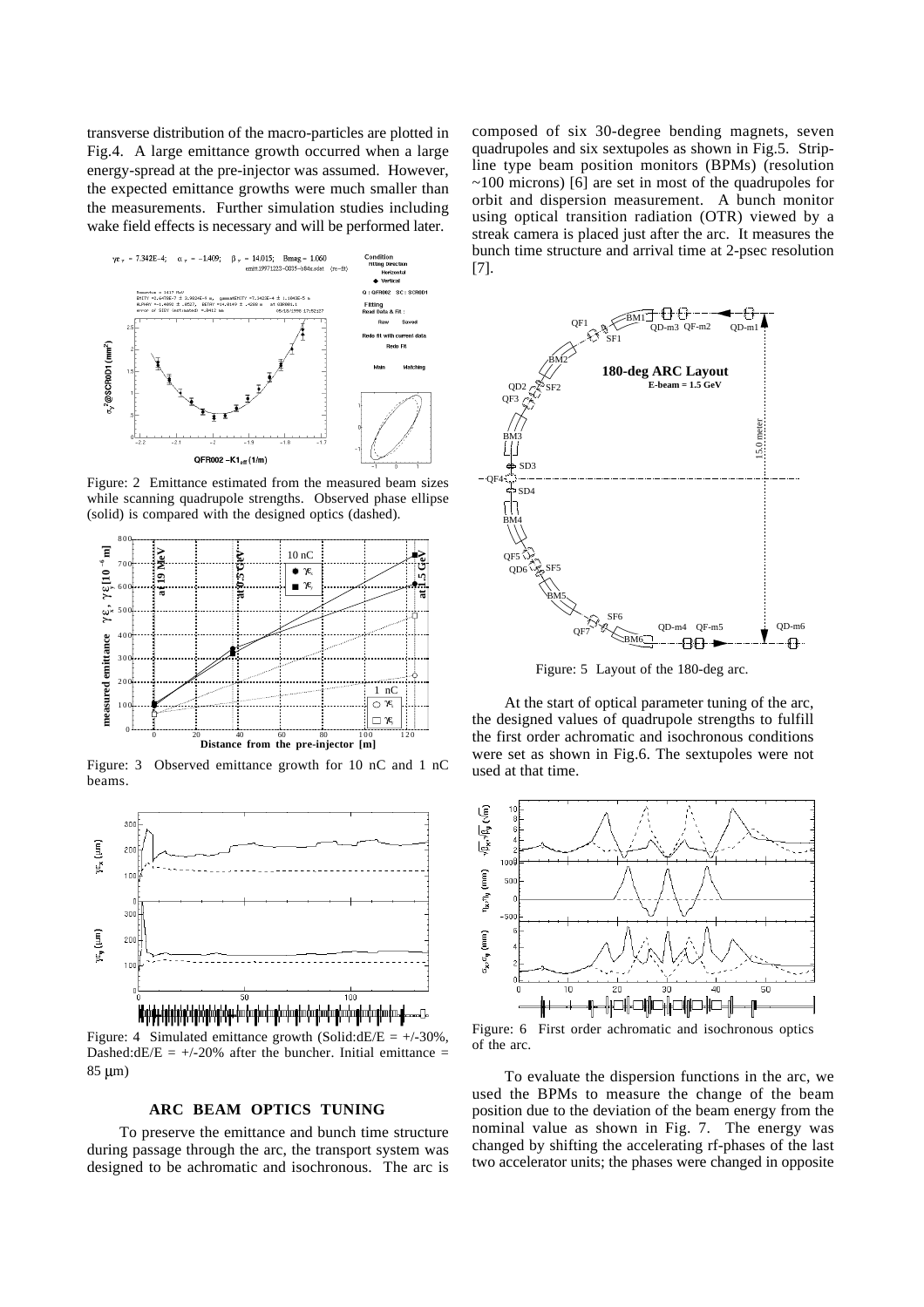transverse distribution of the macro-particles are plotted in Fig.4. A large emittance growth occurred when a large energy-spread at the pre-injector was assumed. However, the expected emittance growths were much smaller than the measurements. Further simulation studies including wake field effects is necessary and will be performed later.

Figure: 2 Emittance estimated from the measured beam sizes while scanning quadrupole strengths. Observed phase ellipse (solid) is compared with the designed optics (dashed).

Figure: 3 Observed emittance growth for 10 nC and 1 nC beams.

Figure: 4 Simulated emittance growth (Solid:dE/E = +/-30%, Dashed:dE/E = +/-20% after the buncher. Initial emittance = 85 μm)

## ARC BEAM OPTICS TUNING

To preserve the emittance and bunch time structure during passage through the arc, the transport system was designed to be achromatic and isochronous. The arc is composed of six 30-degree bending magnets, seven quadrupoles and six sextupoles as shown in Fig.5. Strip-line type beam position monitors (BPMs) (resolution ~100 microns) [6] are set in most of the quadrupoles for orbit and dispersion measurement. A bunch monitor using optical transition radiation (OTR) viewed by a streak camera is placed just after the arc. It measures the bunch time structure and arrival time at 2-psec resolution [7].

Figure: 5 Layout of the 180-deg arc.

At the start of optical parameter tuning of the arc, the designed values of quadrupole strengths to fulfill the first order achromatic and isochronous conditions were set as shown in Fig.6. The sextupoles were not used at that time.

Figure: 6 First order achromatic and isochronous optics of the arc.

To evaluate the dispersion functions in the arc, we used the BPMs to measure the change of the beam position due to the deviation of the beam energy from the nominal value as shown in Fig. 7. The energy was changed by shifting the accelerating rf-phases of the last two accelerator units; the phases were changed in opposite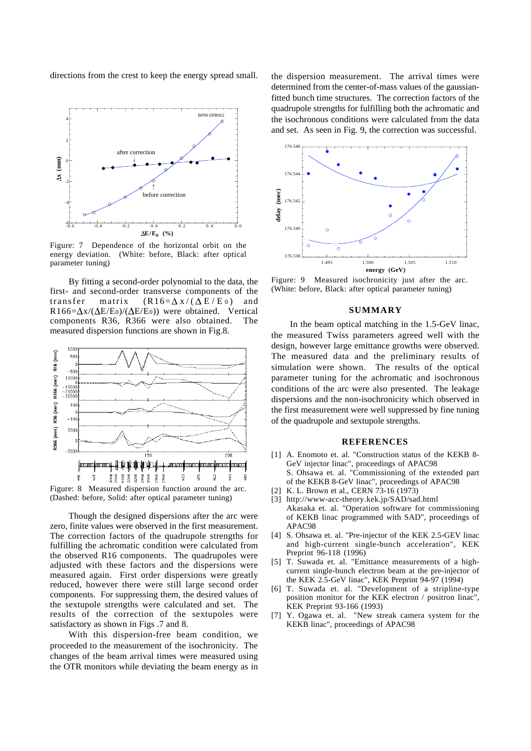directions from the crest to keep the energy spread small.

BPM:SPR062

after correction

before correction

Δx (mm)

ΔE/E$_0$ (%)

Figure: 7 Dependence of the horizontal orbit on the energy deviation. (White: before, Black: after optical parameter tuning)

By fitting a second-order polynomial to the data, the first- and second-order transverse components of the transfer matrix ($R16=\Delta x/(\Delta E/E_0)$ and $R166=\Delta x/(\Delta E/E_0)(\Delta E/E_0)$) were obtained. Vertical components R36, R366 were also obtained. The measured dispersion functions are shown in Fig.8.

R16 (mm)

R166 (mm)

R36 (mm)

R366 (mm)

Figure: 8 Measured dispersion function around the arc. (Dashed: before, Solid: after optical parameter tuning)

Though the designed dispersions after the arc were zero, finite values were observed in the first measurement. The correction factors of the quadrupole strengths for fulfilling the achromatic condition were calculated from the observed R16 components. The quadrupoles were adjusted with these factors and the dispersions were measured again. First order dispersions were greatly reduced, however there were still large second order components. For suppressing them, the desired values of the sextupole strengths were calculated and set. The results of the correction of the sextupoles were satisfactory as shown in Figs .7 and 8.

With this dispersion-free beam condition, we proceeded to the measurement of the isochronicity. The changes of the beam arrival times were measured using the OTR monitors while deviating the beam energy as in the dispersion measurement. The arrival times were determined from the center-of-mass values of the gaussian-fitted bunch time structures. The correction factors of the quadrupole strengths for fulfilling both the achromatic and the isochronous conditions were calculated from the data and set. As seen in Fig. 9, the correction was successful.

delay (nsec)

energy (GeV)

Figure: 9 Measured isochronicity just after the arc. (White: before, Black: after optical parameter tuning)

## SUMMARY

In the beam optical matching in the 1.5-GeV linac, the measured Twiss parameters agreed well with the design, however large emittance growths were observed. The measured data and the preliminary results of simulation were shown. The results of the optical parameter tuning for the achromatic and isochronous conditions of the arc were also presented. The leakage dispersions and the non-isochronicity which observed in the first measurement were well suppressed by fine tuning of the quadrupole and sextupole strengths.

## REFERENCES

[1] A. Enomoto et. al. "Construction status of the KEKB 8-GeV injector linac", proceedings of APAC98
S. Ohsawa et. al. "Commissioning of the extended part of the KEKB 8-GeV linac", proceedings of APAC98

[2] K. L. Brown et al., CERN 73-16 (1973)

[3] http://www-acc-theory.kek.jp/SAD/sad.html
Akasaka et. al. "Operation software for commissioning of KEKB linac programmed with SAD", proceedings of APAC98

[4] S. Ohsawa et. al. "Pre-injector of the KEK 2.5-GEV linac and high-current single-bunch acceleration", KEK Preprint 96-118 (1996)

[5] T. Suwada et. al. "Emittance measurements of a high-current single-bunch electron beam at the pre-injector of the KEK 2.5-GeV linac", KEK Preprint 94-97 (1994)

[6] T. Suwada et. al. "Development of a stripline-type position monitor for the KEK electron / positron linac", KEK Preprint 93-166 (1993)

[7] Y. Ogawa et. al. "New streak camera system for the KEKB linac", proceedings of APAC98